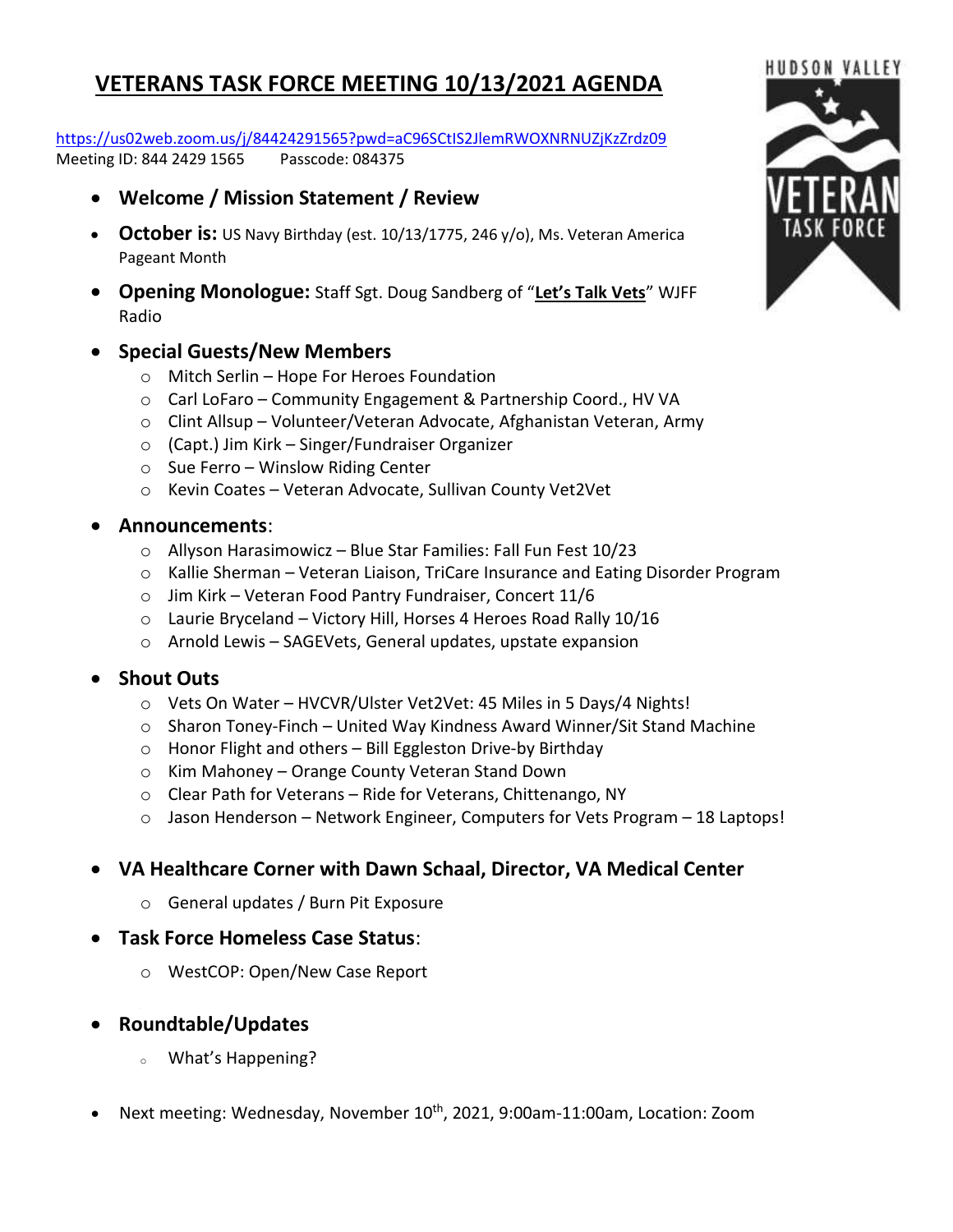# VETERANS TASK FORCE MEETING 10/13/2021 AGENDA

https://us02web.zoom.us/j/84424291565?pwd=aC96SCtIS2JlemRWOXNRNUZjKzZrdz09
Meeting ID: 844 2429 1565 Passcode: 084375

- **Welcome / Mission Statement / Review**
- **October is:** US Navy Birthday (est. 10/13/1775, 246 y/o), Ms. Veteran America Pageant Month
- **Opening Monologue:** Staff Sgt. Doug Sandberg of "**Let's Talk Vets**" WJFF Radio
- **Special Guests/New Members**
  - Mitch Serlin – Hope For Heroes Foundation
  - Carl LoFaro – Community Engagement & Partnership Coord., HV VA
  - Clint Allsup – Volunteer/Veteran Advocate, Afghanistan Veteran, Army
  - (Capt.) Jim Kirk – Singer/Fundraiser Organizer
  - Sue Ferro – Winslow Riding Center
  - Kevin Coates – Veteran Advocate, Sullivan County Vet2Vet
- **Announcements**:
  - Allyson Harasimowicz – Blue Star Families: Fall Fun Fest 10/23
  - Kallie Sherman – Veteran Liaison, TriCare Insurance and Eating Disorder Program
  - Jim Kirk – Veteran Food Pantry Fundraiser, Concert 11/6
  - Laurie Bryceland – Victory Hill, Horses 4 Heroes Road Rally 10/16
  - Arnold Lewis – SAGEVets, General updates, upstate expansion
- **Shout Outs**
  - Vets On Water – HVCVR/Ulster Vet2Vet: 45 Miles in 5 Days/4 Nights!
  - Sharon Toney-Finch – United Way Kindness Award Winner/Sit Stand Machine
  - Honor Flight and others – Bill Eggleston Drive-by Birthday
  - Kim Mahoney – Orange County Veteran Stand Down
  - Clear Path for Veterans – Ride for Veterans, Chittenango, NY
  - Jason Henderson – Network Engineer, Computers for Vets Program – 18 Laptops!
- **VA Healthcare Corner with Dawn Schaal, Director, VA Medical Center**
  - General updates / Burn Pit Exposure
- **Task Force Homeless Case Status**:
  - WestCOP: Open/New Case Report
- **Roundtable/Updates**
  - What's Happening?
- Next meeting: Wednesday, November 10th, 2021, 9:00am-11:00am, Location: Zoom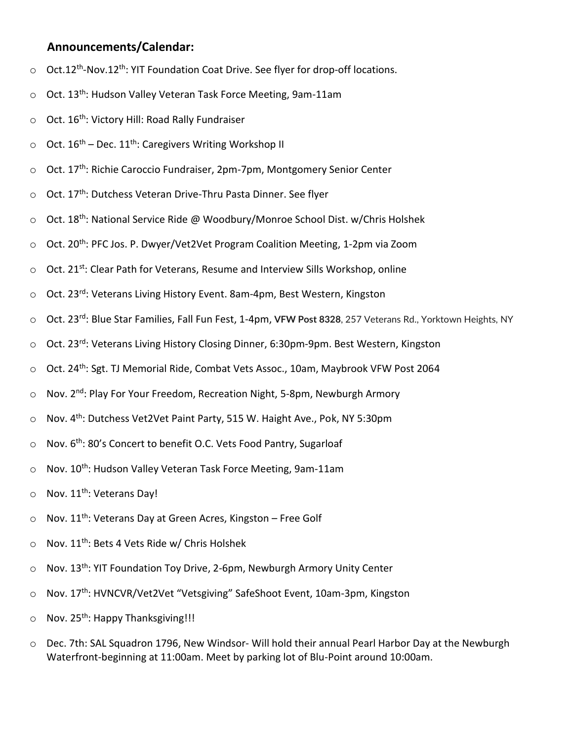## Announcements/Calendar:

- Oct.12th-Nov.12th: YIT Foundation Coat Drive. See flyer for drop-off locations.
- Oct. 13th: Hudson Valley Veteran Task Force Meeting, 9am-11am
- Oct. 16th: Victory Hill: Road Rally Fundraiser
- Oct. 16th – Dec. 11th: Caregivers Writing Workshop II
- Oct. 17th: Richie Caroccio Fundraiser, 2pm-7pm, Montgomery Senior Center
- Oct. 17th: Dutchess Veteran Drive-Thru Pasta Dinner. See flyer
- Oct. 18th: National Service Ride @ Woodbury/Monroe School Dist. w/Chris Holshek
- Oct. 20th: PFC Jos. P. Dwyer/Vet2Vet Program Coalition Meeting, 1-2pm via Zoom
- Oct. 21st: Clear Path for Veterans, Resume and Interview Sills Workshop, online
- Oct. 23rd: Veterans Living History Event. 8am-4pm, Best Western, Kingston
- Oct. 23rd: Blue Star Families, Fall Fun Fest, 1-4pm, **VFW Post 8328**, 257 Veterans Rd., Yorktown Heights, NY
- Oct. 23rd: Veterans Living History Closing Dinner, 6:30pm-9pm. Best Western, Kingston
- Oct. 24th: Sgt. TJ Memorial Ride, Combat Vets Assoc., 10am, Maybrook VFW Post 2064
- Nov. 2nd: Play For Your Freedom, Recreation Night, 5-8pm, Newburgh Armory
- Nov. 4th: Dutchess Vet2Vet Paint Party, 515 W. Haight Ave., Pok, NY 5:30pm
- Nov. 6th: 80's Concert to benefit O.C. Vets Food Pantry, Sugarloaf
- Nov. 10th: Hudson Valley Veteran Task Force Meeting, 9am-11am
- Nov. 11th: Veterans Day!
- Nov. 11th: Veterans Day at Green Acres, Kingston – Free Golf
- Nov. 11th: Bets 4 Vets Ride w/ Chris Holshek
- Nov. 13th: YIT Foundation Toy Drive, 2-6pm, Newburgh Armory Unity Center
- Nov. 17th: HVNCVR/Vet2Vet "Vetsgiving" SafeShoot Event, 10am-3pm, Kingston
- Nov. 25th: Happy Thanksgiving!!!
- Dec. 7th: SAL Squadron 1796, New Windsor- Will hold their annual Pearl Harbor Day at the Newburgh Waterfront-beginning at 11:00am. Meet by parking lot of Blu-Point around 10:00am.